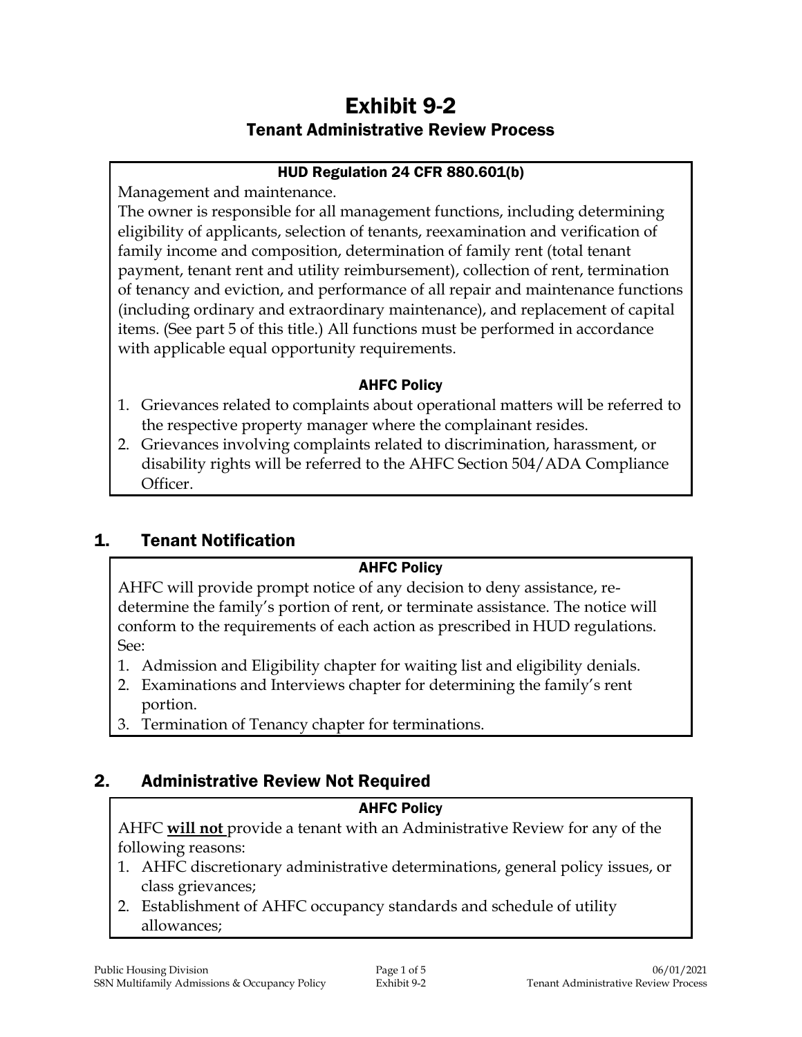# Exhibit 9-2

## Tenant Administrative Review Process

**HUD Regulation 24 CFR 880.601(b)**

Management and maintenance.
The owner is responsible for all management functions, including determining eligibility of applicants, selection of tenants, reexamination and verification of family income and composition, determination of family rent (total tenant payment, tenant rent and utility reimbursement), collection of rent, termination of tenancy and eviction, and performance of all repair and maintenance functions (including ordinary and extraordinary maintenance), and replacement of capital items. (See part 5 of this title.) All functions must be performed in accordance with applicable equal opportunity requirements.

**AHFC Policy**

1. Grievances related to complaints about operational matters will be referred to the respective property manager where the complainant resides.
2. Grievances involving complaints related to discrimination, harassment, or disability rights will be referred to the AHFC Section 504/ADA Compliance Officer.

## 1. Tenant Notification

**AHFC Policy**

AHFC will provide prompt notice of any decision to deny assistance, re-determine the family's portion of rent, or terminate assistance. The notice will conform to the requirements of each action as prescribed in HUD regulations. See:

1. Admission and Eligibility chapter for waiting list and eligibility denials.
2. Examinations and Interviews chapter for determining the family's rent portion.
3. Termination of Tenancy chapter for terminations.

## 2. Administrative Review Not Required

**AHFC Policy**

AHFC **will not** provide a tenant with an Administrative Review for any of the following reasons:

1. AHFC discretionary administrative determinations, general policy issues, or class grievances;
2. Establishment of AHFC occupancy standards and schedule of utility allowances;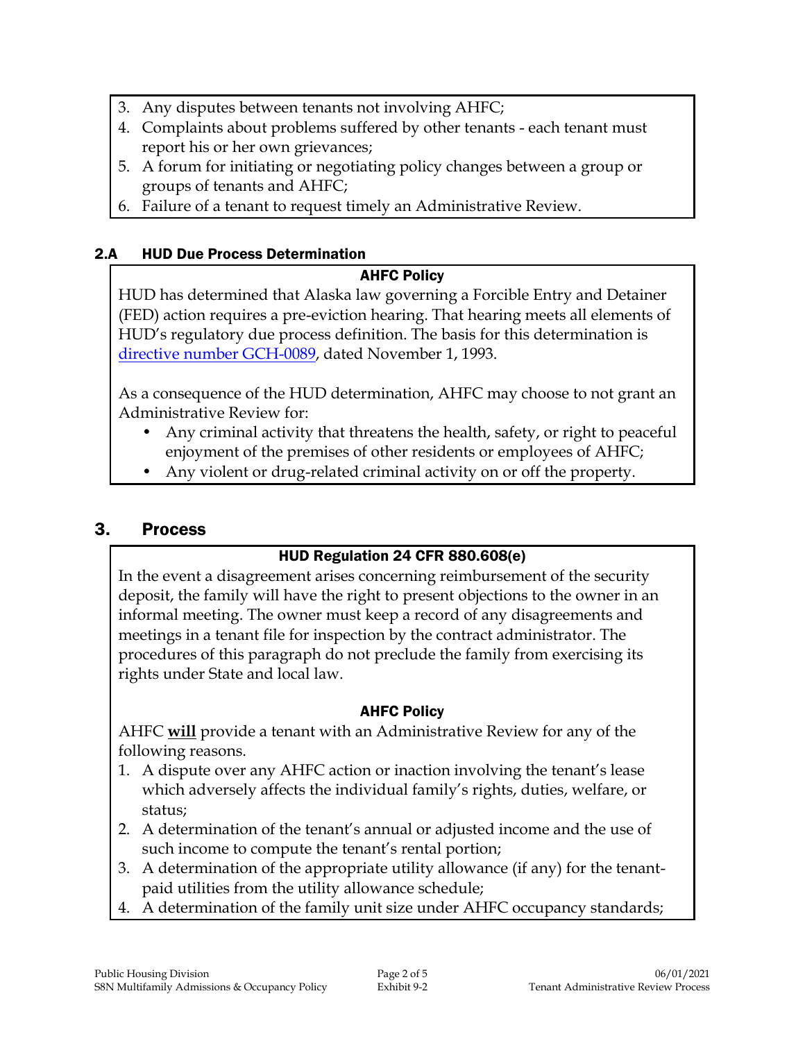3. Any disputes between tenants not involving AHFC;
4. Complaints about problems suffered by other tenants - each tenant must report his or her own grievances;
5. A forum for initiating or negotiating policy changes between a group or groups of tenants and AHFC;
6. Failure of a tenant to request timely an Administrative Review.

### 2.A HUD Due Process Determination

**AHFC Policy**

HUD has determined that Alaska law governing a Forcible Entry and Detainer (FED) action requires a pre-eviction hearing. That hearing meets all elements of HUD's regulatory due process definition. The basis for this determination is [directive number GCH-0089](), dated November 1, 1993.

As a consequence of the HUD determination, AHFC may choose to not grant an Administrative Review for:

- Any criminal activity that threatens the health, safety, or right to peaceful enjoyment of the premises of other residents or employees of AHFC;
- Any violent or drug-related criminal activity on or off the property.

## 3. Process

**HUD Regulation 24 CFR 880.608(e)**

In the event a disagreement arises concerning reimbursement of the security deposit, the family will have the right to present objections to the owner in an informal meeting. The owner must keep a record of any disagreements and meetings in a tenant file for inspection by the contract administrator. The procedures of this paragraph do not preclude the family from exercising its rights under State and local law.

**AHFC Policy**

AHFC **will** provide a tenant with an Administrative Review for any of the following reasons.

1. A dispute over any AHFC action or inaction involving the tenant's lease which adversely affects the individual family's rights, duties, welfare, or status;
2. A determination of the tenant's annual or adjusted income and the use of such income to compute the tenant's rental portion;
3. A determination of the appropriate utility allowance (if any) for the tenant-paid utilities from the utility allowance schedule;
4. A determination of the family unit size under AHFC occupancy standards;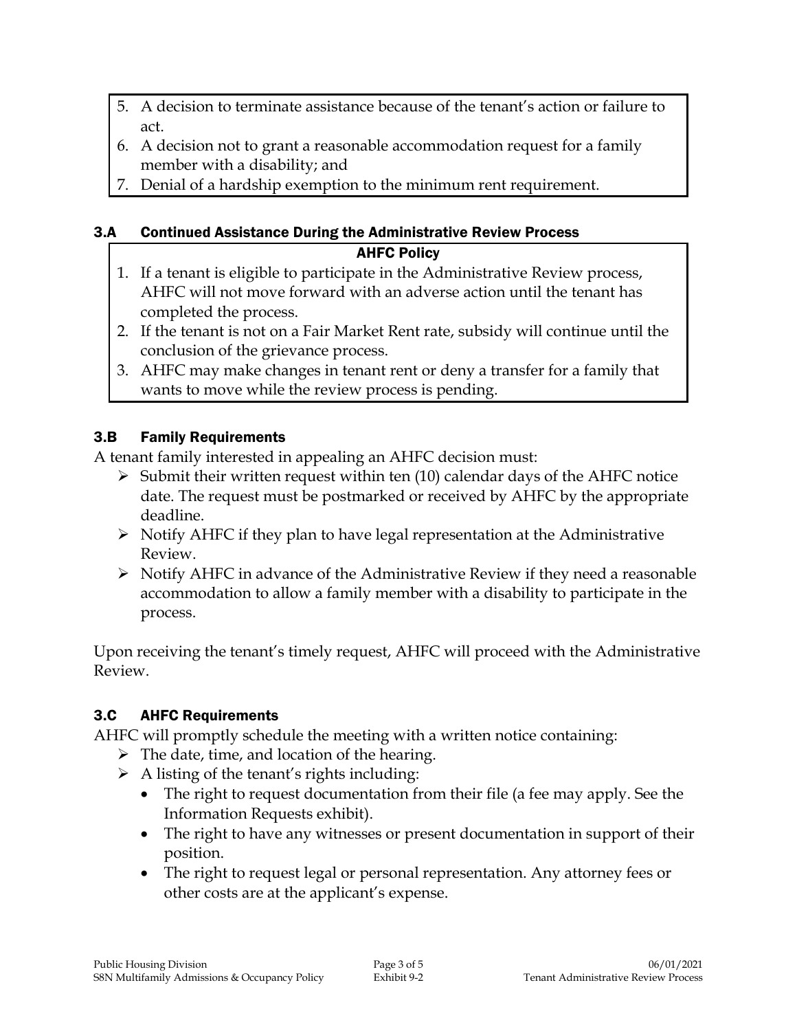5. A decision to terminate assistance because of the tenant's action or failure to act.
6. A decision not to grant a reasonable accommodation request for a family member with a disability; and
7. Denial of a hardship exemption to the minimum rent requirement.

### 3.A Continued Assistance During the Administrative Review Process

**AHFC Policy**

1. If a tenant is eligible to participate in the Administrative Review process, AHFC will not move forward with an adverse action until the tenant has completed the process.
2. If the tenant is not on a Fair Market Rent rate, subsidy will continue until the conclusion of the grievance process.
3. AHFC may make changes in tenant rent or deny a transfer for a family that wants to move while the review process is pending.

### 3.B Family Requirements

A tenant family interested in appealing an AHFC decision must:

- Submit their written request within ten (10) calendar days of the AHFC notice date. The request must be postmarked or received by AHFC by the appropriate deadline.
- Notify AHFC if they plan to have legal representation at the Administrative Review.
- Notify AHFC in advance of the Administrative Review if they need a reasonable accommodation to allow a family member with a disability to participate in the process.

Upon receiving the tenant's timely request, AHFC will proceed with the Administrative Review.

### 3.C AHFC Requirements

AHFC will promptly schedule the meeting with a written notice containing:

- The date, time, and location of the hearing.
- A listing of the tenant's rights including:
  - The right to request documentation from their file (a fee may apply. See the Information Requests exhibit).
  - The right to have any witnesses or present documentation in support of their position.
  - The right to request legal or personal representation. Any attorney fees or other costs are at the applicant's expense.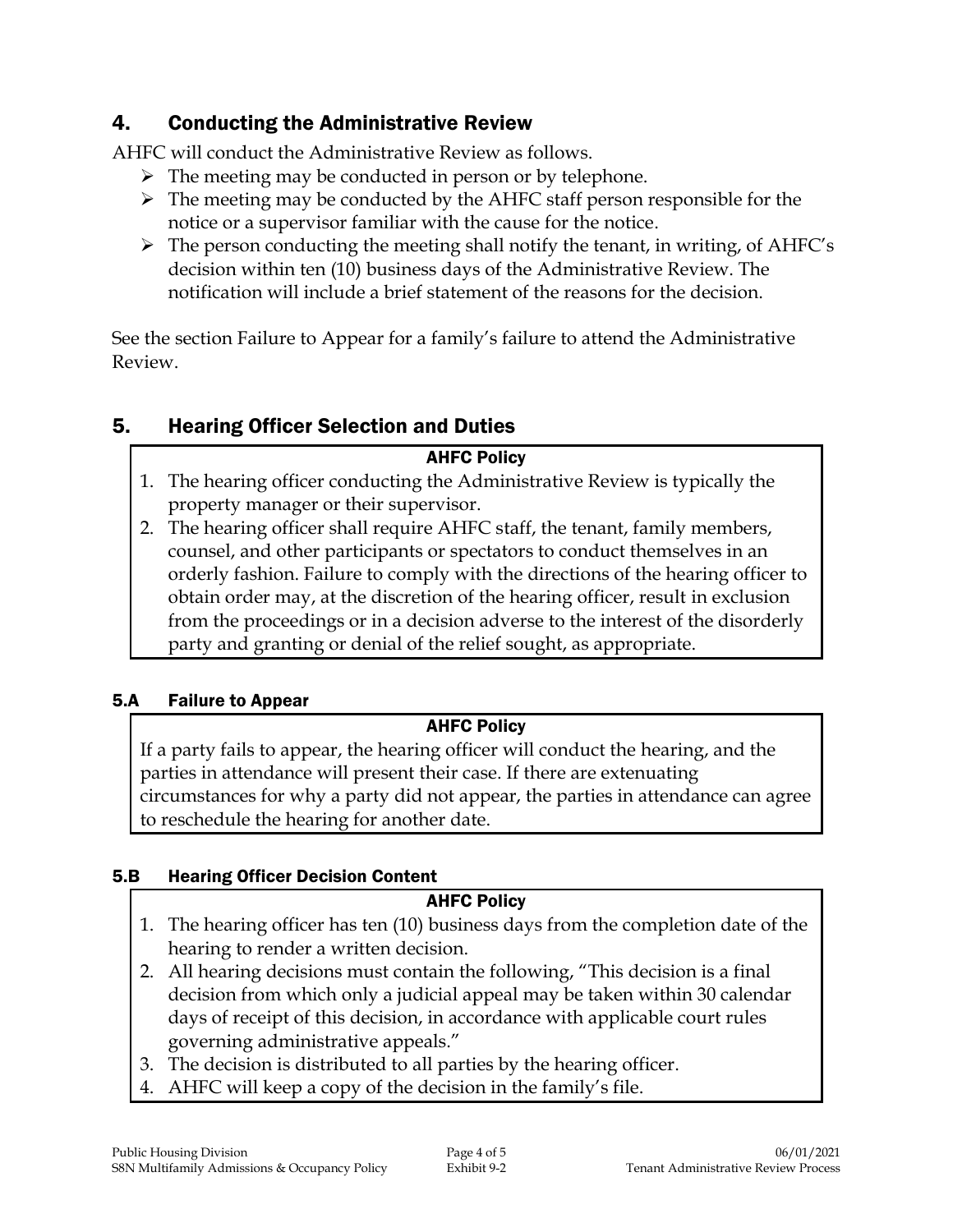## 4. Conducting the Administrative Review

AHFC will conduct the Administrative Review as follows.

- The meeting may be conducted in person or by telephone.
- The meeting may be conducted by the AHFC staff person responsible for the notice or a supervisor familiar with the cause for the notice.
- The person conducting the meeting shall notify the tenant, in writing, of AHFC's decision within ten (10) business days of the Administrative Review. The notification will include a brief statement of the reasons for the decision.

See the section Failure to Appear for a family's failure to attend the Administrative Review.

## 5. Hearing Officer Selection and Duties

**AHFC Policy**

1. The hearing officer conducting the Administrative Review is typically the property manager or their supervisor.
2. The hearing officer shall require AHFC staff, the tenant, family members, counsel, and other participants or spectators to conduct themselves in an orderly fashion. Failure to comply with the directions of the hearing officer to obtain order may, at the discretion of the hearing officer, result in exclusion from the proceedings or in a decision adverse to the interest of the disorderly party and granting or denial of the relief sought, as appropriate.

### 5.A Failure to Appear

**AHFC Policy**

If a party fails to appear, the hearing officer will conduct the hearing, and the parties in attendance will present their case. If there are extenuating circumstances for why a party did not appear, the parties in attendance can agree to reschedule the hearing for another date.

### 5.B Hearing Officer Decision Content

**AHFC Policy**

1. The hearing officer has ten (10) business days from the completion date of the hearing to render a written decision.
2. All hearing decisions must contain the following, "This decision is a final decision from which only a judicial appeal may be taken within 30 calendar days of receipt of this decision, in accordance with applicable court rules governing administrative appeals."
3. The decision is distributed to all parties by the hearing officer.
4. AHFC will keep a copy of the decision in the family's file.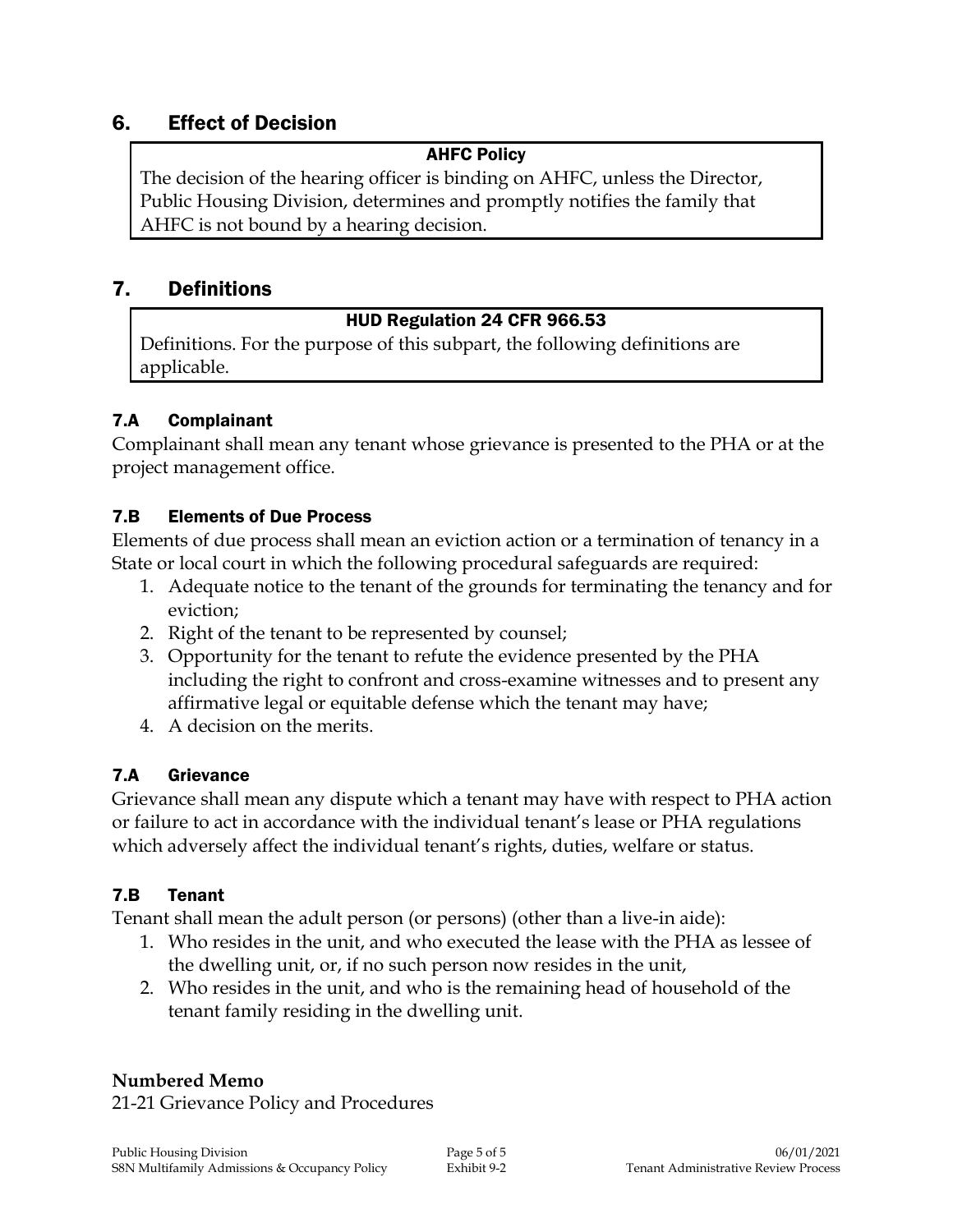## 6. Effect of Decision

**AHFC Policy**

The decision of the hearing officer is binding on AHFC, unless the Director, Public Housing Division, determines and promptly notifies the family that AHFC is not bound by a hearing decision.

## 7. Definitions

**HUD Regulation 24 CFR 966.53**

Definitions. For the purpose of this subpart, the following definitions are applicable.

### 7.A Complainant

Complainant shall mean any tenant whose grievance is presented to the PHA or at the project management office.

### 7.B Elements of Due Process

Elements of due process shall mean an eviction action or a termination of tenancy in a State or local court in which the following procedural safeguards are required:

1. Adequate notice to the tenant of the grounds for terminating the tenancy and for eviction;
2. Right of the tenant to be represented by counsel;
3. Opportunity for the tenant to refute the evidence presented by the PHA including the right to confront and cross-examine witnesses and to present any affirmative legal or equitable defense which the tenant may have;
4. A decision on the merits.

### 7.A Grievance

Grievance shall mean any dispute which a tenant may have with respect to PHA action or failure to act in accordance with the individual tenant's lease or PHA regulations which adversely affect the individual tenant's rights, duties, welfare or status.

### 7.B Tenant

Tenant shall mean the adult person (or persons) (other than a live-in aide):

1. Who resides in the unit, and who executed the lease with the PHA as lessee of the dwelling unit, or, if no such person now resides in the unit,
2. Who resides in the unit, and who is the remaining head of household of the tenant family residing in the dwelling unit.

**Numbered Memo**

21-21 Grievance Policy and Procedures